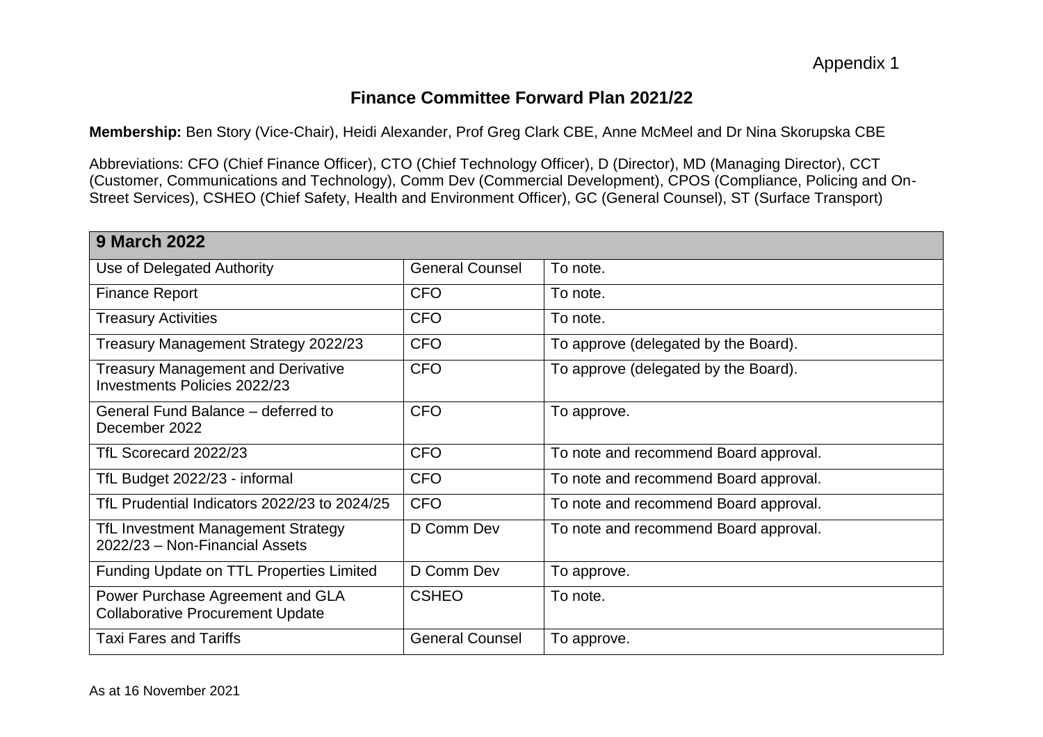Appendix 1

# Finance Committee Forward Plan 2021/22

**Membership:** Ben Story (Vice-Chair), Heidi Alexander, Prof Greg Clark CBE, Anne McMeel and Dr Nina Skorupska CBE

Abbreviations: CFO (Chief Finance Officer), CTO (Chief Technology Officer), D (Director), MD (Managing Director), CCT (Customer, Communications and Technology), Comm Dev (Commercial Development), CPOS (Compliance, Policing and On-Street Services), CSHEO (Chief Safety, Health and Environment Officer), GC (General Counsel), ST (Surface Transport)

| **9 March 2022** | | |
|---|---|---|
| Use of Delegated Authority | General Counsel | To note. |
| Finance Report | CFO | To note. |
| Treasury Activities | CFO | To note. |
| Treasury Management Strategy 2022/23 | CFO | To approve (delegated by the Board). |
| Treasury Management and Derivative Investments Policies 2022/23 | CFO | To approve (delegated by the Board). |
| General Fund Balance – deferred to December 2022 | CFO | To approve. |
| TfL Scorecard 2022/23 | CFO | To note and recommend Board approval. |
| TfL Budget 2022/23 - informal | CFO | To note and recommend Board approval. |
| TfL Prudential Indicators 2022/23 to 2024/25 | CFO | To note and recommend Board approval. |
| TfL Investment Management Strategy 2022/23 – Non-Financial Assets | D Comm Dev | To note and recommend Board approval. |
| Funding Update on TTL Properties Limited | D Comm Dev | To approve. |
| Power Purchase Agreement and GLA Collaborative Procurement Update | CSHEO | To note. |
| Taxi Fares and Tariffs | General Counsel | To approve. |

As at 16 November 2021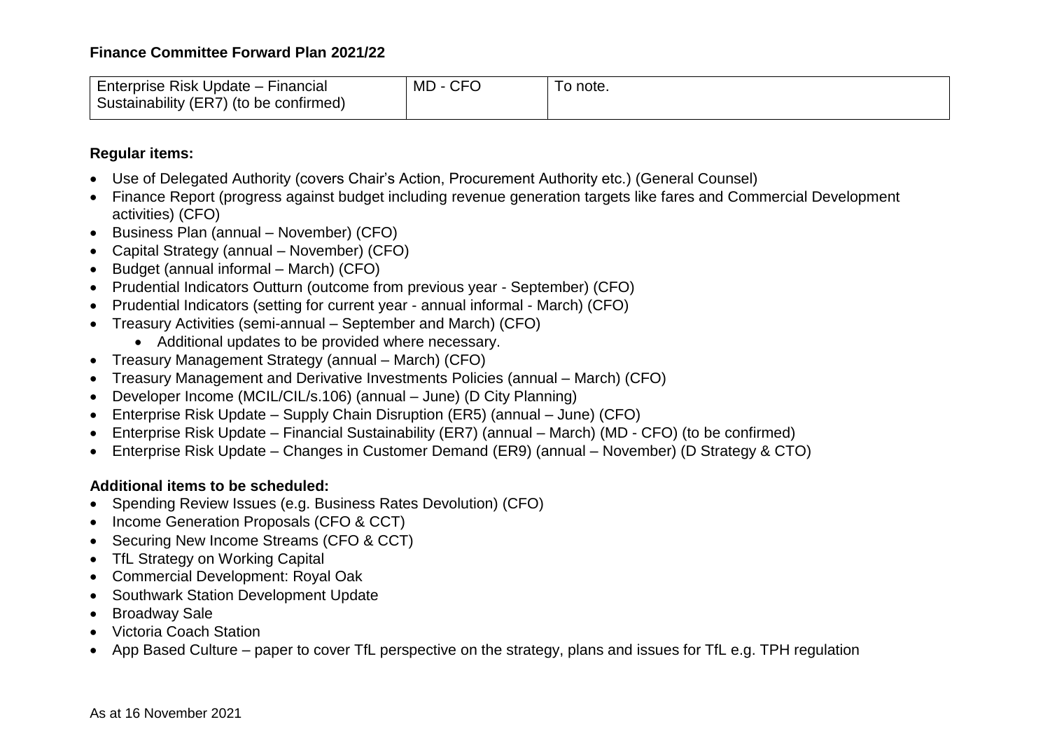**Finance Committee Forward Plan 2021/22**

| Enterprise Risk Update – Financial Sustainability (ER7) (to be confirmed) | MD - CFO | To note. |
|---|---|---|

**Regular items:**

- Use of Delegated Authority (covers Chair's Action, Procurement Authority etc.) (General Counsel)
- Finance Report (progress against budget including revenue generation targets like fares and Commercial Development activities) (CFO)
- Business Plan (annual – November) (CFO)
- Capital Strategy (annual – November) (CFO)
- Budget (annual informal – March) (CFO)
- Prudential Indicators Outturn (outcome from previous year - September) (CFO)
- Prudential Indicators (setting for current year - annual informal - March) (CFO)
- Treasury Activities (semi-annual – September and March) (CFO)
    - Additional updates to be provided where necessary.
- Treasury Management Strategy (annual – March) (CFO)
- Treasury Management and Derivative Investments Policies (annual – March) (CFO)
- Developer Income (MCIL/CIL/s.106) (annual – June) (D City Planning)
- Enterprise Risk Update – Supply Chain Disruption (ER5) (annual – June) (CFO)
- Enterprise Risk Update – Financial Sustainability (ER7) (annual – March) (MD - CFO) (to be confirmed)
- Enterprise Risk Update – Changes in Customer Demand (ER9) (annual – November) (D Strategy & CTO)

**Additional items to be scheduled:**

- Spending Review Issues (e.g. Business Rates Devolution) (CFO)
- Income Generation Proposals (CFO & CCT)
- Securing New Income Streams (CFO & CCT)
- TfL Strategy on Working Capital
- Commercial Development: Royal Oak
- Southwark Station Development Update
- Broadway Sale
- Victoria Coach Station
- App Based Culture – paper to cover TfL perspective on the strategy, plans and issues for TfL e.g. TPH regulation

As at 16 November 2021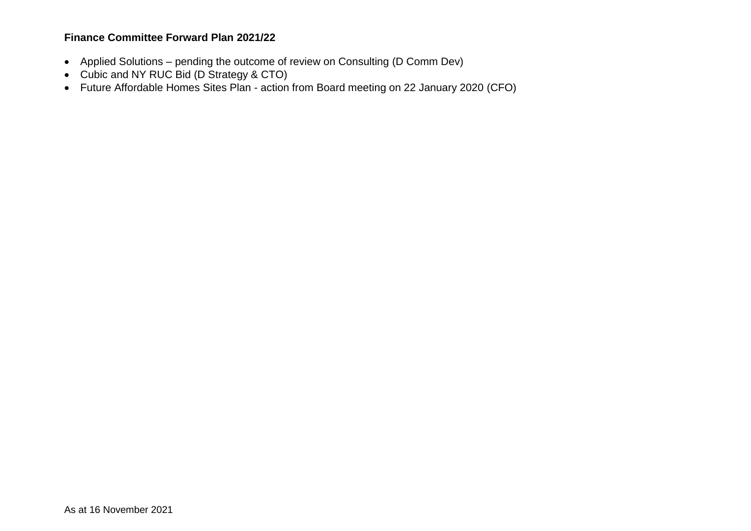**Finance Committee Forward Plan 2021/22**

- Applied Solutions – pending the outcome of review on Consulting (D Comm Dev)
- Cubic and NY RUC Bid (D Strategy & CTO)
- Future Affordable Homes Sites Plan - action from Board meeting on 22 January 2020 (CFO)

As at 16 November 2021